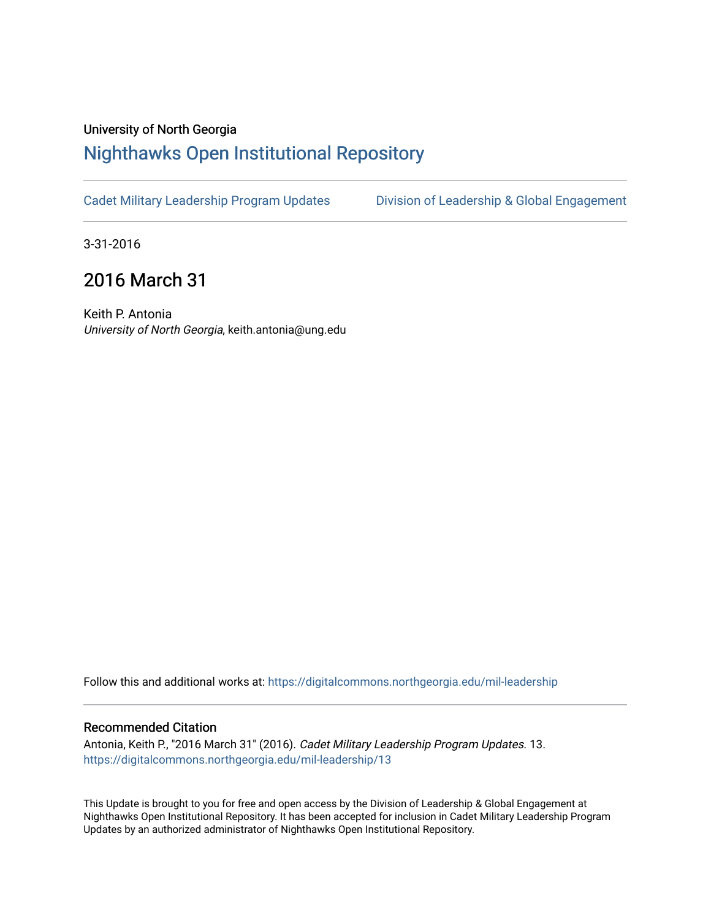University of North Georgia

# Nighthawks Open Institutional Repository

Cadet Military Leadership Program Updates

Division of Leadership & Global Engagement

3-31-2016

## 2016 March 31

Keith P. Antonia
*University of North Georgia*, keith.antonia@ung.edu

Follow this and additional works at: https://digitalcommons.northgeorgia.edu/mil-leadership

### Recommended Citation

Antonia, Keith P., "2016 March 31" (2016). *Cadet Military Leadership Program Updates.* 13.
https://digitalcommons.northgeorgia.edu/mil-leadership/13

This Update is brought to you for free and open access by the Division of Leadership & Global Engagement at Nighthawks Open Institutional Repository. It has been accepted for inclusion in Cadet Military Leadership Program Updates by an authorized administrator of Nighthawks Open Institutional Repository.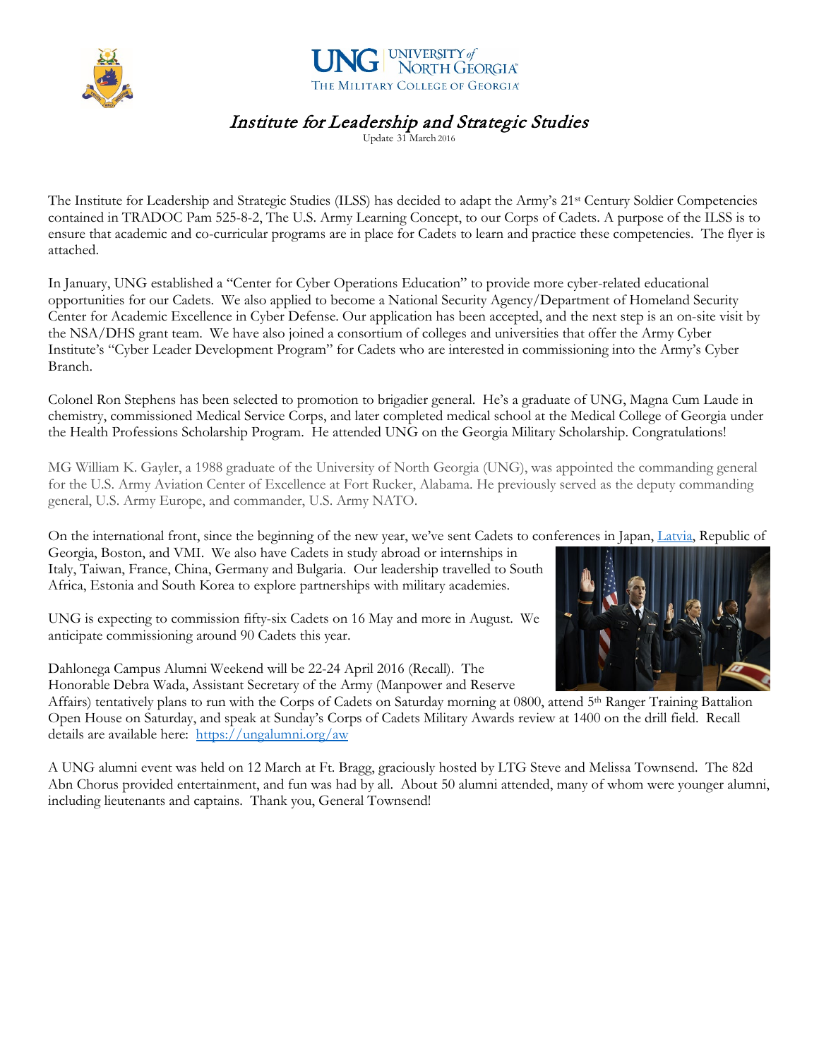# *Institute for Leadership and Strategic Studies*

Update 31 March 2016

The Institute for Leadership and Strategic Studies (ILSS) has decided to adapt the Army's 21st Century Soldier Competencies contained in TRADOC Pam 525-8-2, The U.S. Army Learning Concept, to our Corps of Cadets. A purpose of the ILSS is to ensure that academic and co-curricular programs are in place for Cadets to learn and practice these competencies. The flyer is attached.

In January, UNG established a "Center for Cyber Operations Education" to provide more cyber-related educational opportunities for our Cadets. We also applied to become a National Security Agency/Department of Homeland Security Center for Academic Excellence in Cyber Defense. Our application has been accepted, and the next step is an on-site visit by the NSA/DHS grant team. We have also joined a consortium of colleges and universities that offer the Army Cyber Institute's "Cyber Leader Development Program" for Cadets who are interested in commissioning into the Army's Cyber Branch.

Colonel Ron Stephens has been selected to promotion to brigadier general. He's a graduate of UNG, Magna Cum Laude in chemistry, commissioned Medical Service Corps, and later completed medical school at the Medical College of Georgia under the Health Professions Scholarship Program. He attended UNG on the Georgia Military Scholarship. Congratulations!

MG William K. Gayler, a 1988 graduate of the University of North Georgia (UNG), was appointed the commanding general for the U.S. Army Aviation Center of Excellence at Fort Rucker, Alabama. He previously served as the deputy commanding general, U.S. Army Europe, and commander, U.S. Army NATO.

On the international front, since the beginning of the new year, we've sent Cadets to conferences in Japan, [Latvia](), Republic of Georgia, Boston, and VMI. We also have Cadets in study abroad or internships in Italy, Taiwan, France, China, Germany and Bulgaria. Our leadership travelled to South Africa, Estonia and South Korea to explore partnerships with military academies.

UNG is expecting to commission fifty-six Cadets on 16 May and more in August. We anticipate commissioning around 90 Cadets this year.

Dahlonega Campus Alumni Weekend will be 22-24 April 2016 (Recall). The Honorable Debra Wada, Assistant Secretary of the Army (Manpower and Reserve Affairs) tentatively plans to run with the Corps of Cadets on Saturday morning at 0800, attend 5th Ranger Training Battalion Open House on Saturday, and speak at Sunday's Corps of Cadets Military Awards review at 1400 on the drill field. Recall details are available here: https://ungalumni.org/aw

A UNG alumni event was held on 12 March at Ft. Bragg, graciously hosted by LTG Steve and Melissa Townsend. The 82d Abn Chorus provided entertainment, and fun was had by all. About 50 alumni attended, many of whom were younger alumni, including lieutenants and captains. Thank you, General Townsend!